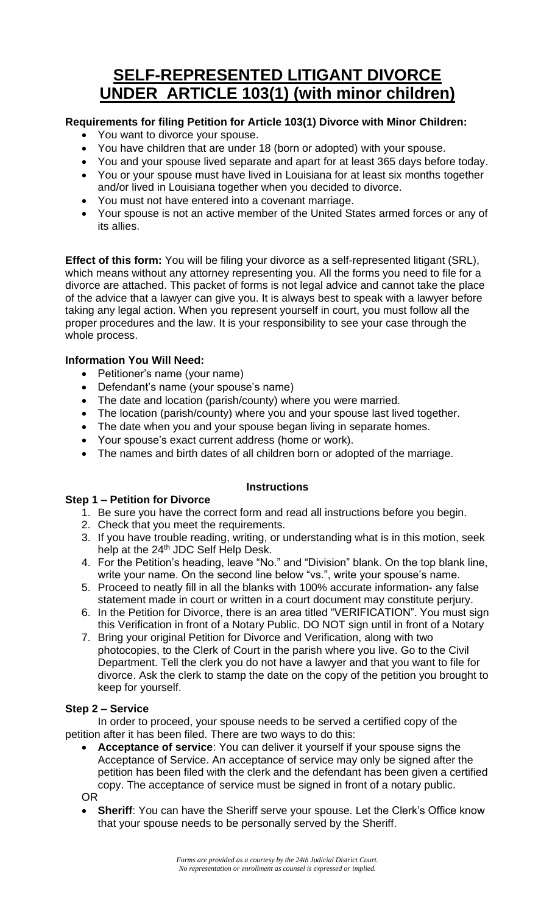# SELF-REPRESENTED LITIGANT DIVORCE UNDER ARTICLE 103(1) (with minor children)

**Requirements for filing Petition for Article 103(1) Divorce with Minor Children:**

- You want to divorce your spouse.
- You have children that are under 18 (born or adopted) with your spouse.
- You and your spouse lived separate and apart for at least 365 days before today.
- You or your spouse must have lived in Louisiana for at least six months together and/or lived in Louisiana together when you decided to divorce.
- You must not have entered into a covenant marriage.
- Your spouse is not an active member of the United States armed forces or any of its allies.

**Effect of this form:** You will be filing your divorce as a self-represented litigant (SRL), which means without any attorney representing you. All the forms you need to file for a divorce are attached. This packet of forms is not legal advice and cannot take the place of the advice that a lawyer can give you. It is always best to speak with a lawyer before taking any legal action. When you represent yourself in court, you must follow all the proper procedures and the law. It is your responsibility to see your case through the whole process.

**Information You Will Need:**

- Petitioner's name (your name)
- Defendant's name (your spouse's name)
- The date and location (parish/county) where you were married.
- The location (parish/county) where you and your spouse last lived together.
- The date when you and your spouse began living in separate homes.
- Your spouse's exact current address (home or work).
- The names and birth dates of all children born or adopted of the marriage.

**Instructions**

**Step 1 – Petition for Divorce**

1. Be sure you have the correct form and read all instructions before you begin.
2. Check that you meet the requirements.
3. If you have trouble reading, writing, or understanding what is in this motion, seek help at the 24th JDC Self Help Desk.
4. For the Petition's heading, leave "No." and "Division" blank. On the top blank line, write your name. On the second line below "vs.", write your spouse's name.
5. Proceed to neatly fill in all the blanks with 100% accurate information- any false statement made in court or written in a court document may constitute perjury.
6. In the Petition for Divorce, there is an area titled "VERIFICATION". You must sign this Verification in front of a Notary Public. DO NOT sign until in front of a Notary
7. Bring your original Petition for Divorce and Verification, along with two photocopies, to the Clerk of Court in the parish where you live. Go to the Civil Department. Tell the clerk you do not have a lawyer and that you want to file for divorce. Ask the clerk to stamp the date on the copy of the petition you brought to keep for yourself.

**Step 2 – Service**

In order to proceed, your spouse needs to be served a certified copy of the petition after it has been filed. There are two ways to do this:

- **Acceptance of service**: You can deliver it yourself if your spouse signs the Acceptance of Service. An acceptance of service may only be signed after the petition has been filed with the clerk and the defendant has been given a certified copy. The acceptance of service must be signed in front of a notary public.

OR

- **Sheriff**: You can have the Sheriff serve your spouse. Let the Clerk's Office know that your spouse needs to be personally served by the Sheriff.

*Forms are provided as a courtesy by the 24th Judicial District Court. No representation or enrollment as counsel is expressed or implied.*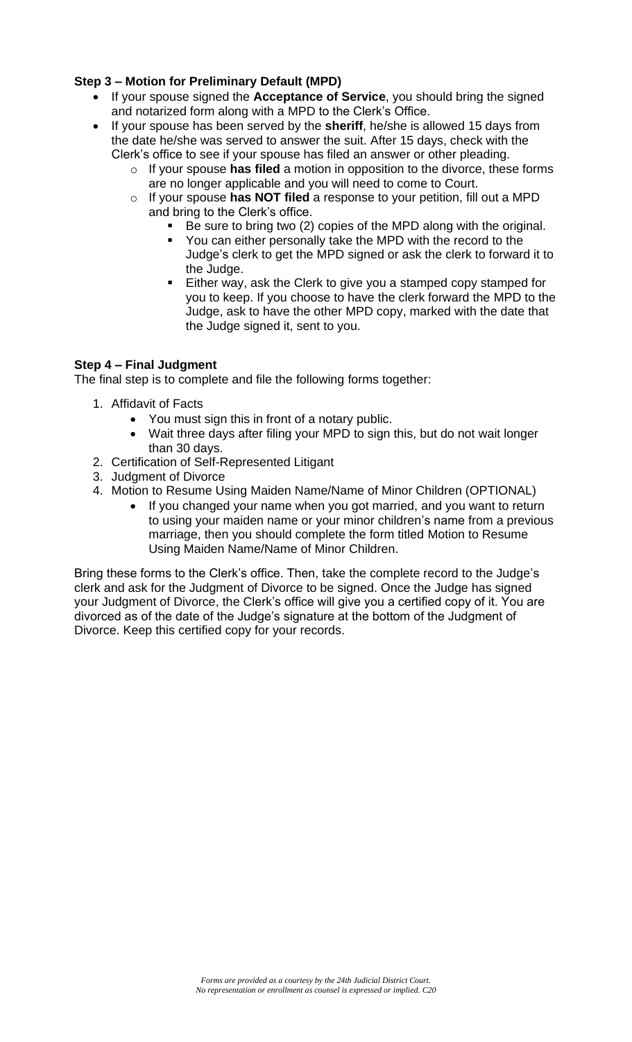**Step 3 – Motion for Preliminary Default (MPD)**

- If your spouse signed the **Acceptance of Service**, you should bring the signed and notarized form along with a MPD to the Clerk's Office.
- If your spouse has been served by the **sheriff**, he/she is allowed 15 days from the date he/she was served to answer the suit. After 15 days, check with the Clerk's office to see if your spouse has filed an answer or other pleading.
    - If your spouse **has filed** a motion in opposition to the divorce, these forms are no longer applicable and you will need to come to Court.
    - If your spouse **has NOT filed** a response to your petition, fill out a MPD and bring to the Clerk's office.
        - Be sure to bring two (2) copies of the MPD along with the original.
        - You can either personally take the MPD with the record to the Judge's clerk to get the MPD signed or ask the clerk to forward it to the Judge.
        - Either way, ask the Clerk to give you a stamped copy stamped for you to keep. If you choose to have the clerk forward the MPD to the Judge, ask to have the other MPD copy, marked with the date that the Judge signed it, sent to you.

**Step 4 – Final Judgment**

The final step is to complete and file the following forms together:

1. Affidavit of Facts
    - You must sign this in front of a notary public.
    - Wait three days after filing your MPD to sign this, but do not wait longer than 30 days.
2. Certification of Self-Represented Litigant
3. Judgment of Divorce
4. Motion to Resume Using Maiden Name/Name of Minor Children (OPTIONAL)
    - If you changed your name when you got married, and you want to return to using your maiden name or your minor children's name from a previous marriage, then you should complete the form titled Motion to Resume Using Maiden Name/Name of Minor Children.

Bring these forms to the Clerk's office. Then, take the complete record to the Judge's clerk and ask for the Judgment of Divorce to be signed. Once the Judge has signed your Judgment of Divorce, the Clerk's office will give you a certified copy of it. You are divorced as of the date of the Judge's signature at the bottom of the Judgment of Divorce. Keep this certified copy for your records.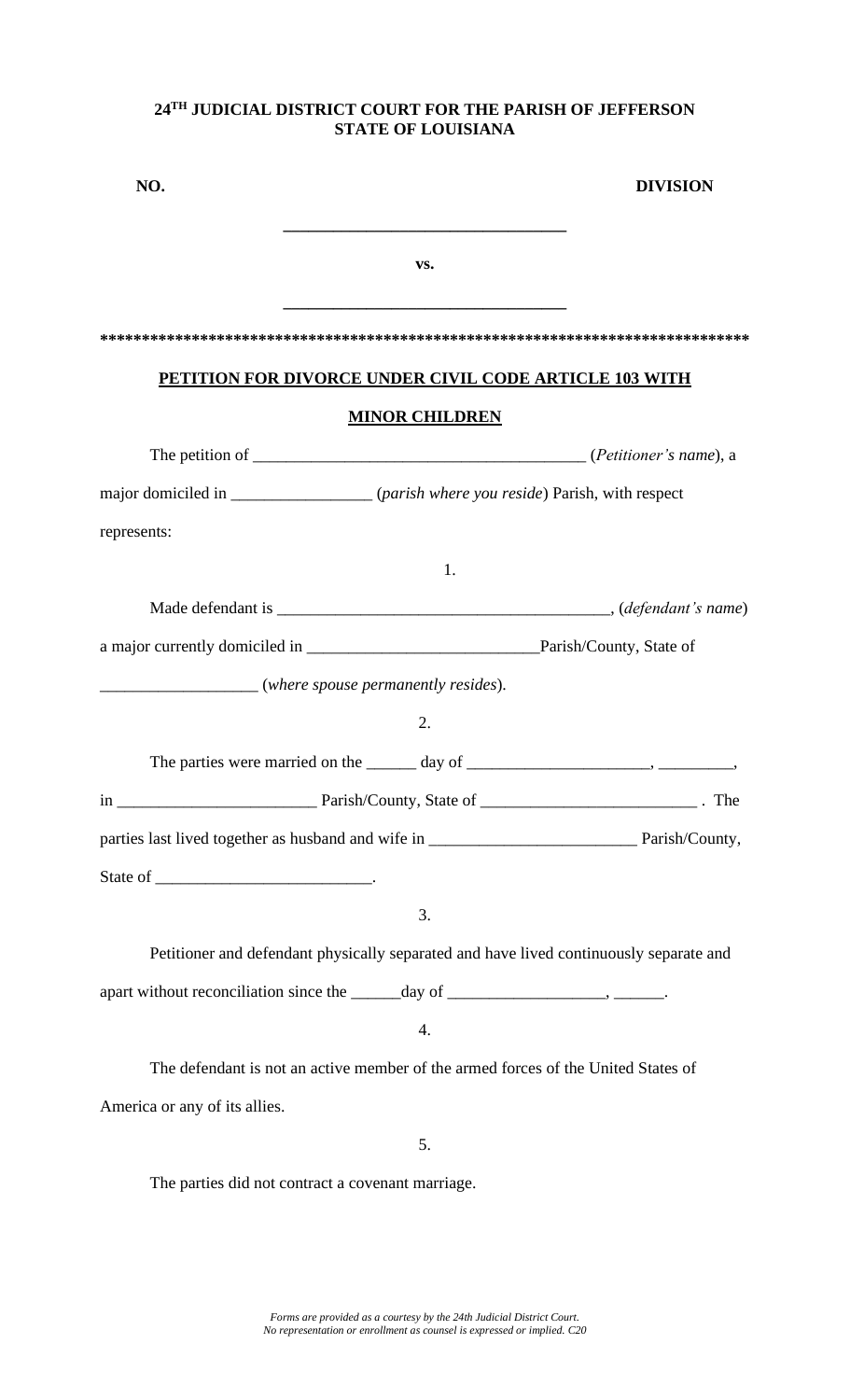**24TH JUDICIAL DISTRICT COURT FOR THE PARISH OF JEFFERSON**
**STATE OF LOUISIANA**

**NO.** **DIVISION**

\_\_\_\_\_\_\_\_\_\_\_\_\_\_\_\_\_\_\_\_\_\_\_\_\_\_\_\_\_\_\_\_\_\_

**vs.**

\_\_\_\_\_\_\_\_\_\_\_\_\_\_\_\_\_\_\_\_\_\_\_\_\_\_\_\_\_\_\_\_\_\_

\*\*\*\*\*\*\*\*\*\*\*\*\*\*\*\*\*\*\*\*\*\*\*\*\*\*\*\*\*\*\*\*\*\*\*\*\*\*\*\*\*\*\*\*\*\*\*\*\*\*\*\*\*\*\*\*\*\*\*\*\*\*\*\*\*\*\*\*\*\*\*\*\*\*\*\*\*\*

**PETITION FOR DIVORCE UNDER CIVIL CODE ARTICLE 103 WITH MINOR CHILDREN**

The petition of \_\_\_\_\_\_\_\_\_\_\_\_\_\_\_\_\_\_\_\_\_\_\_\_\_\_\_\_\_\_\_\_\_\_\_\_\_\_\_\_ (*Petitioner's name*), a major domiciled in \_\_\_\_\_\_\_\_\_\_\_\_\_\_\_\_\_ (*parish where you reside*) Parish, with respect represents:

1.

Made defendant is \_\_\_\_\_\_\_\_\_\_\_\_\_\_\_\_\_\_\_\_\_\_\_\_\_\_\_\_\_\_\_\_\_\_\_\_\_\_\_\_, (*defendant's name*) a major currently domiciled in \_\_\_\_\_\_\_\_\_\_\_\_\_\_\_\_\_\_\_\_\_\_\_\_\_\_\_\_Parish/County, State of \_\_\_\_\_\_\_\_\_\_\_\_\_\_\_\_\_\_\_ (*where spouse permanently resides*).

2.

The parties were married on the \_\_\_\_\_\_ day of \_\_\_\_\_\_\_\_\_\_\_\_\_\_\_\_\_\_\_\_\_\_, \_\_\_\_\_\_\_\_\_, in \_\_\_\_\_\_\_\_\_\_\_\_\_\_\_\_\_\_\_\_\_\_\_\_ Parish/County, State of \_\_\_\_\_\_\_\_\_\_\_\_\_\_\_\_\_\_\_\_\_\_\_\_\_\_ . The parties last lived together as husband and wife in \_\_\_\_\_\_\_\_\_\_\_\_\_\_\_\_\_\_\_\_\_\_\_\_\_ Parish/County, State of \_\_\_\_\_\_\_\_\_\_\_\_\_\_\_\_\_\_\_\_\_\_\_\_\_\_.

3.

Petitioner and defendant physically separated and have lived continuously separate and apart without reconciliation since the \_\_\_\_\_\_day of \_\_\_\_\_\_\_\_\_\_\_\_\_\_\_\_\_\_\_, \_\_\_\_\_\_.

4.

The defendant is not an active member of the armed forces of the United States of America or any of its allies.

5.

The parties did not contract a covenant marriage.

*Forms are provided as a courtesy by the 24th Judicial District Court.*
*No representation or enrollment as counsel is expressed or implied. C20*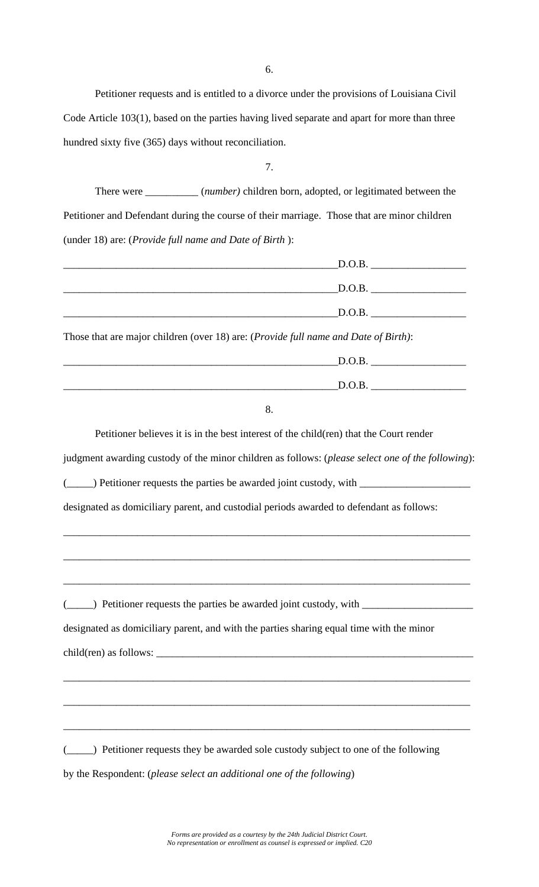6.

Petitioner requests and is entitled to a divorce under the provisions of Louisiana Civil Code Article 103(1), based on the parties having lived separate and apart for more than three hundred sixty five (365) days without reconciliation.

7.

There were __________ (*number)* children born, adopted, or legitimated between the Petitioner and Defendant during the course of their marriage. Those that are minor children (under 18) are: (*Provide full name and Date of Birth* ):

_____________________________________________________D.O.B. __________________

_____________________________________________________D.O.B. __________________

_____________________________________________________D.O.B. __________________

Those that are major children (over 18) are: (*Provide full name and Date of Birth)*:

_____________________________________________________D.O.B. __________________

_____________________________________________________D.O.B. __________________

8.

Petitioner believes it is in the best interest of the child(ren) that the Court render judgment awarding custody of the minor children as follows: (*please select one of the following*):

(_____) Petitioner requests the parties be awarded joint custody, with _____________________ designated as domiciliary parent, and custodial periods awarded to defendant as follows:

________________________________________________________________________________

________________________________________________________________________________

________________________________________________________________________________

(_____) Petitioner requests the parties be awarded joint custody, with _____________________ designated as domiciliary parent, and with the parties sharing equal time with the minor child(ren) as follows: ______________________________________________________________

________________________________________________________________________________

________________________________________________________________________________

________________________________________________________________________________

(_____) Petitioner requests they be awarded sole custody subject to one of the following by the Respondent: (*please select an additional one of the following*)

*Forms are provided as a courtesy by the 24th Judicial District Court.*
*No representation or enrollment as counsel is expressed or implied. C20*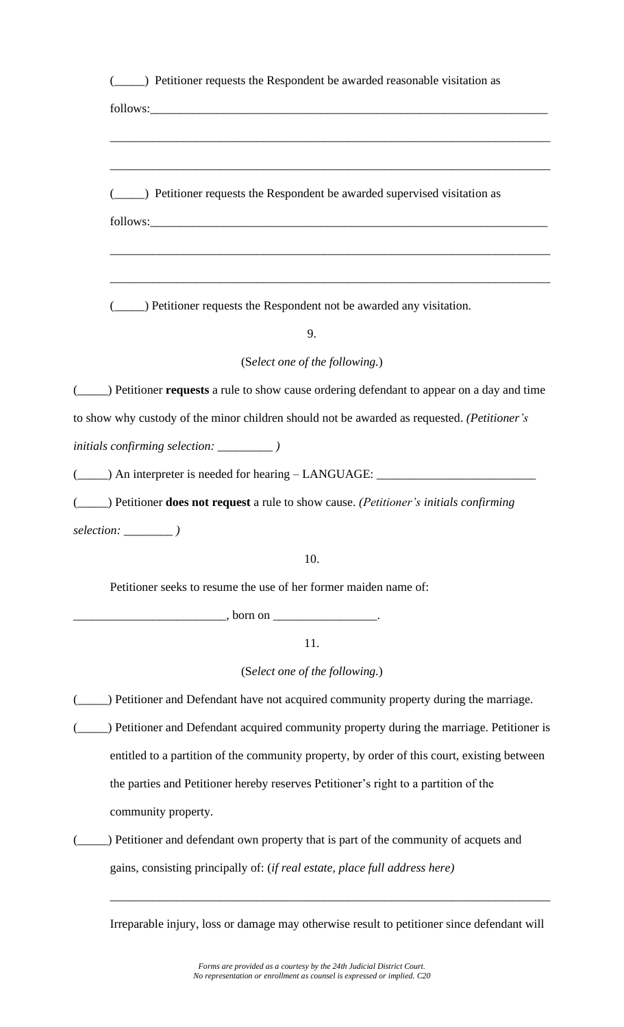(_____) Petitioner requests the Respondent be awarded reasonable visitation as follows:___________________________________________________________________

___________________________________________________________________________

___________________________________________________________________________

(_____) Petitioner requests the Respondent be awarded supervised visitation as follows:___________________________________________________________________

___________________________________________________________________________

___________________________________________________________________________

(_____) Petitioner requests the Respondent not be awarded any visitation.

9.

(S*elect one of the following.*)

(_____) Petitioner **requests** a rule to show cause ordering defendant to appear on a day and time to show why custody of the minor children should not be awarded as requested. *(Petitioner's initials confirming selection: _________ )*

(_____) An interpreter is needed for hearing – LANGUAGE: __________________________

(_____) Petitioner **does not request** a rule to show cause. *(Petitioner's initials confirming selection: ________ )*

10.

Petitioner seeks to resume the use of her former maiden name of:

_________________________, born on _________________.

11.

(S*elect one of the following.*)

(_____) Petitioner and Defendant have not acquired community property during the marriage.

(_____) Petitioner and Defendant acquired community property during the marriage. Petitioner is entitled to a partition of the community property, by order of this court, existing between the parties and Petitioner hereby reserves Petitioner's right to a partition of the community property.

(_____) Petitioner and defendant own property that is part of the community of acquets and gains, consisting principally of: (*if real estate, place full address here)*

___________________________________________________________________________

Irreparable injury, loss or damage may otherwise result to petitioner since defendant will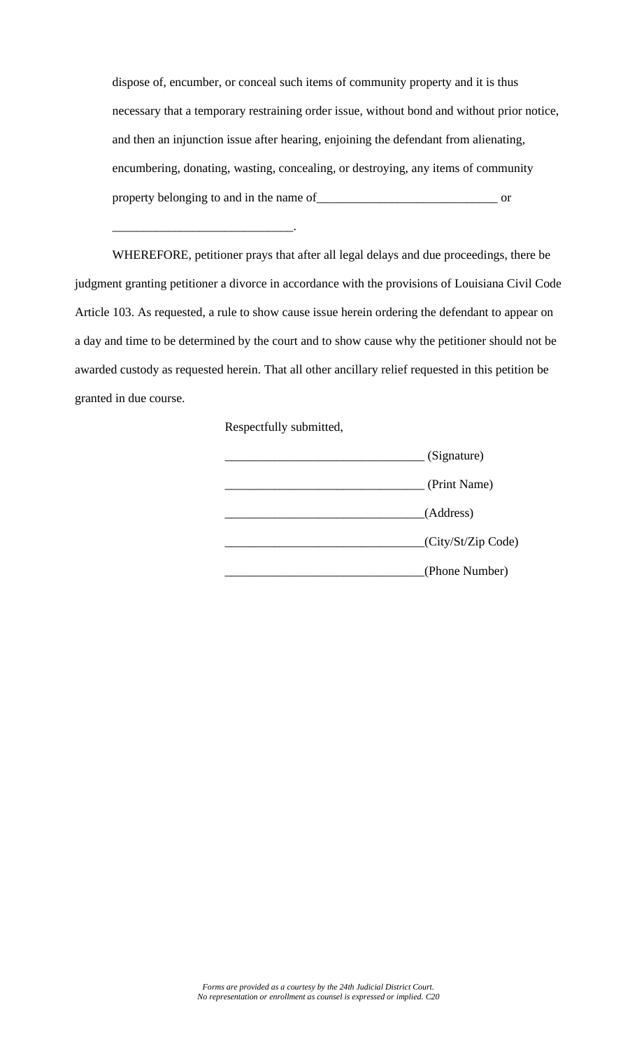dispose of, encumber, or conceal such items of community property and it is thus necessary that a temporary restraining order issue, without bond and without prior notice, and then an injunction issue after hearing, enjoining the defendant from alienating, encumbering, donating, wasting, concealing, or destroying, any items of community property belonging to and in the name of_____________________________ or _____________________________.

WHEREFORE, petitioner prays that after all legal delays and due proceedings, there be judgment granting petitioner a divorce in accordance with the provisions of Louisiana Civil Code Article 103. As requested, a rule to show cause issue herein ordering the defendant to appear on a day and time to be determined by the court and to show cause why the petitioner should not be awarded custody as requested herein. That all other ancillary relief requested in this petition be granted in due course.

Respectfully submitted,

________________________________ (Signature)

________________________________ (Print Name)

________________________________(Address)

________________________________(City/St/Zip Code)

________________________________(Phone Number)

*Forms are provided as a courtesy by the 24th Judicial District Court.*
*No representation or enrollment as counsel is expressed or implied. C20*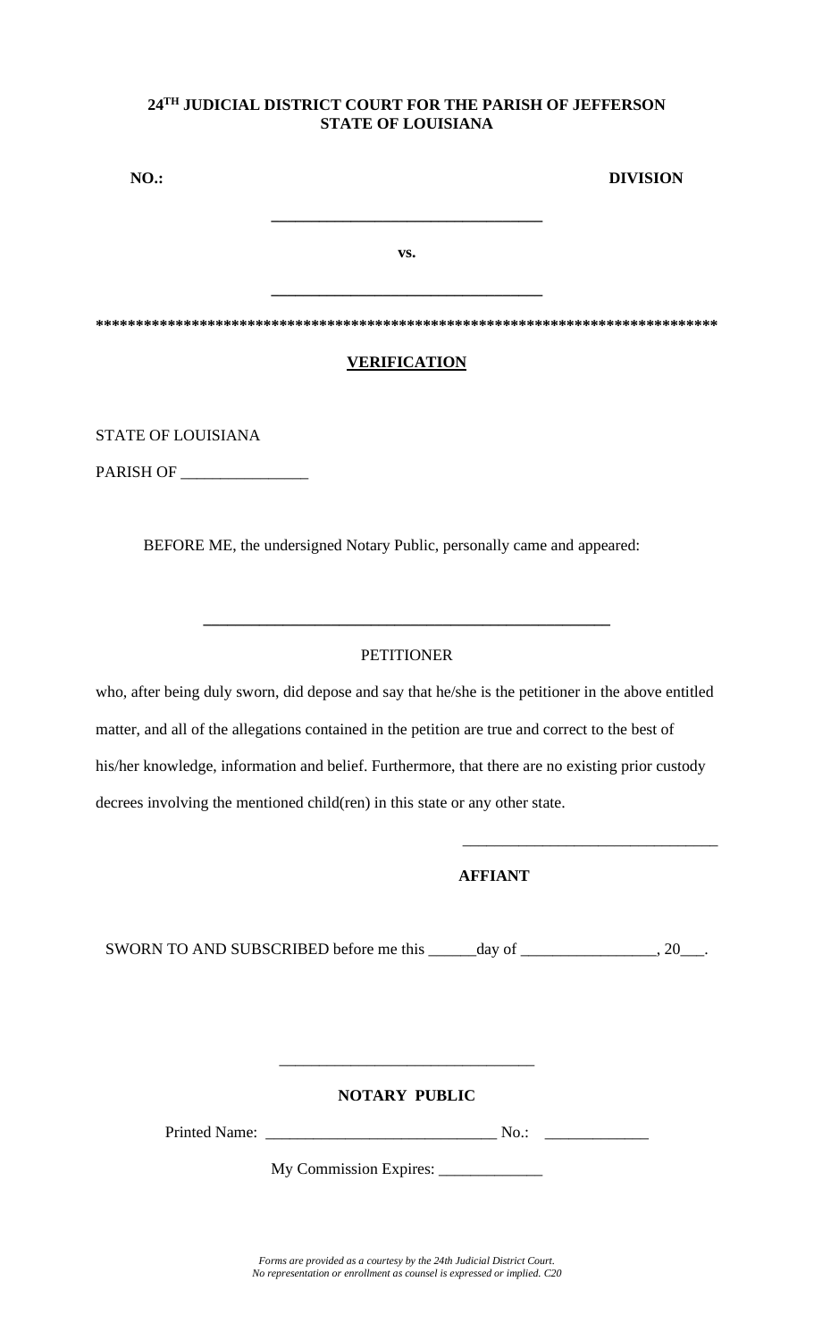**24[TH] JUDICIAL DISTRICT COURT FOR THE PARISH OF JEFFERSON**
**STATE OF LOUISIANA**

**NO.:** **DIVISION**

**\_\_\_\_\_\_\_\_\_\_\_\_\_\_\_\_\_\_\_\_\_\_\_\_\_\_\_\_\_\_\_\_\_\_\_**

**vs.**

**\_\_\_\_\_\_\_\_\_\_\_\_\_\_\_\_\_\_\_\_\_\_\_\_\_\_\_\_\_\_\_\_\_\_\_**

**\*\*\*\*\*\*\*\*\*\*\*\*\*\*\*\*\*\*\*\*\*\*\*\*\*\*\*\*\*\*\*\*\*\*\*\*\*\*\*\*\*\*\*\*\*\*\*\*\*\*\*\*\*\*\*\*\*\*\*\*\*\*\*\*\*\*\*\*\*\*\*\*\*\*\*\*\*\***

**VERIFICATION**

STATE OF LOUISIANA

PARISH OF \_\_\_\_\_\_\_\_\_\_\_\_\_\_\_\_

BEFORE ME, the undersigned Notary Public, personally came and appeared:

\_\_\_\_\_\_\_\_\_\_\_\_\_\_\_\_\_\_\_\_\_\_\_\_\_\_\_\_\_\_\_\_\_\_\_\_\_\_\_\_\_\_\_\_\_\_\_\_\_\_

PETITIONER

who, after being duly sworn, did depose and say that he/she is the petitioner in the above entitled matter, and all of the allegations contained in the petition are true and correct to the best of his/her knowledge, information and belief. Furthermore, that there are no existing prior custody decrees involving the mentioned child(ren) in this state or any other state.

\_\_\_\_\_\_\_\_\_\_\_\_\_\_\_\_\_\_\_\_\_\_\_\_\_\_\_\_\_\_\_\_

**AFFIANT**

SWORN TO AND SUBSCRIBED before me this \_\_\_\_\_\_day of \_\_\_\_\_\_\_\_\_\_\_\_\_\_\_\_\_, 20\_\_\_.

\_\_\_\_\_\_\_\_\_\_\_\_\_\_\_\_\_\_\_\_\_\_\_\_\_\_\_\_\_\_\_\_

**NOTARY PUBLIC**

Printed Name: \_\_\_\_\_\_\_\_\_\_\_\_\_\_\_\_\_\_\_\_\_\_\_\_\_\_\_\_\_ No.: \_\_\_\_\_\_\_\_\_\_\_\_\_

My Commission Expires: \_\_\_\_\_\_\_\_\_\_\_\_\_

*Forms are provided as a courtesy by the 24th Judicial District Court.*
*No representation or enrollment as counsel is expressed or implied. C20*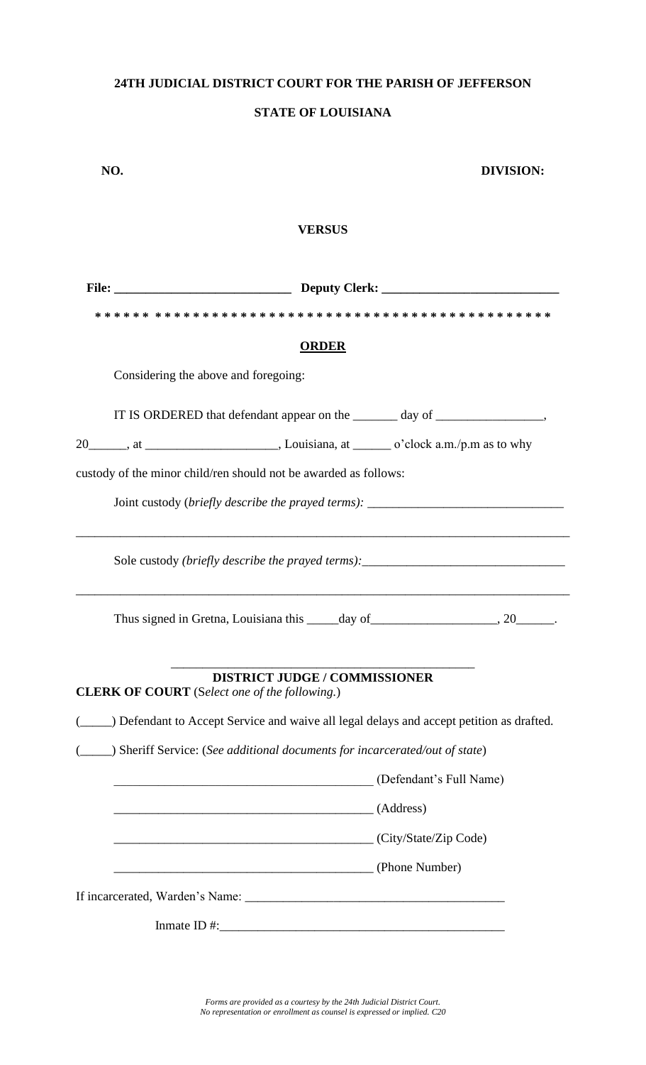**24TH JUDICIAL DISTRICT COURT FOR THE PARISH OF JEFFERSON**

**STATE OF LOUISIANA**

**NO.** **DIVISION:**

**VERSUS**

**File: ___________________________ Deputy Clerk: ___________________________**

**\* \* \* \* \* \* \* \* \* \* \* \* \* \* \* \* \* \* \* \* \* \* \* \* \* \* \* \* \* \* \* \* \* \* \* \* \* \* \* \* \* \* \* \* \* \* \* \* \* \***

**ORDER**

Considering the above and foregoing:

IT IS ORDERED that defendant appear on the _______ day of _________________, 20______, at ____________________, Louisiana, at ______ o'clock a.m./p.m as to why custody of the minor child/ren should not be awarded as follows:

Joint custody (*briefly describe the prayed terms):* ______________________________

_______________________________________________________________________________

Sole custody *(briefly describe the prayed terms):*_______________________________

_______________________________________________________________________________

Thus signed in Gretna, Louisiana this _____day of____________________, 20______.

_____________________________________________

**DISTRICT JUDGE / COMMISSIONER**

**CLERK OF COURT** (S*elect one of the following.*)

(_____) Defendant to Accept Service and waive all legal delays and accept petition as drafted.

(_____) Sheriff Service: (*See additional documents for incarcerated/out of state*)

________________________________________ (Defendant's Full Name)

________________________________________ (Address)

________________________________________ (City/State/Zip Code)

________________________________________ (Phone Number)

If incarcerated, Warden's Name: ________________________________________

Inmate ID #:____________________________________________

*Forms are provided as a courtesy by the 24th Judicial District Court.*
*No representation or enrollment as counsel is expressed or implied. C20*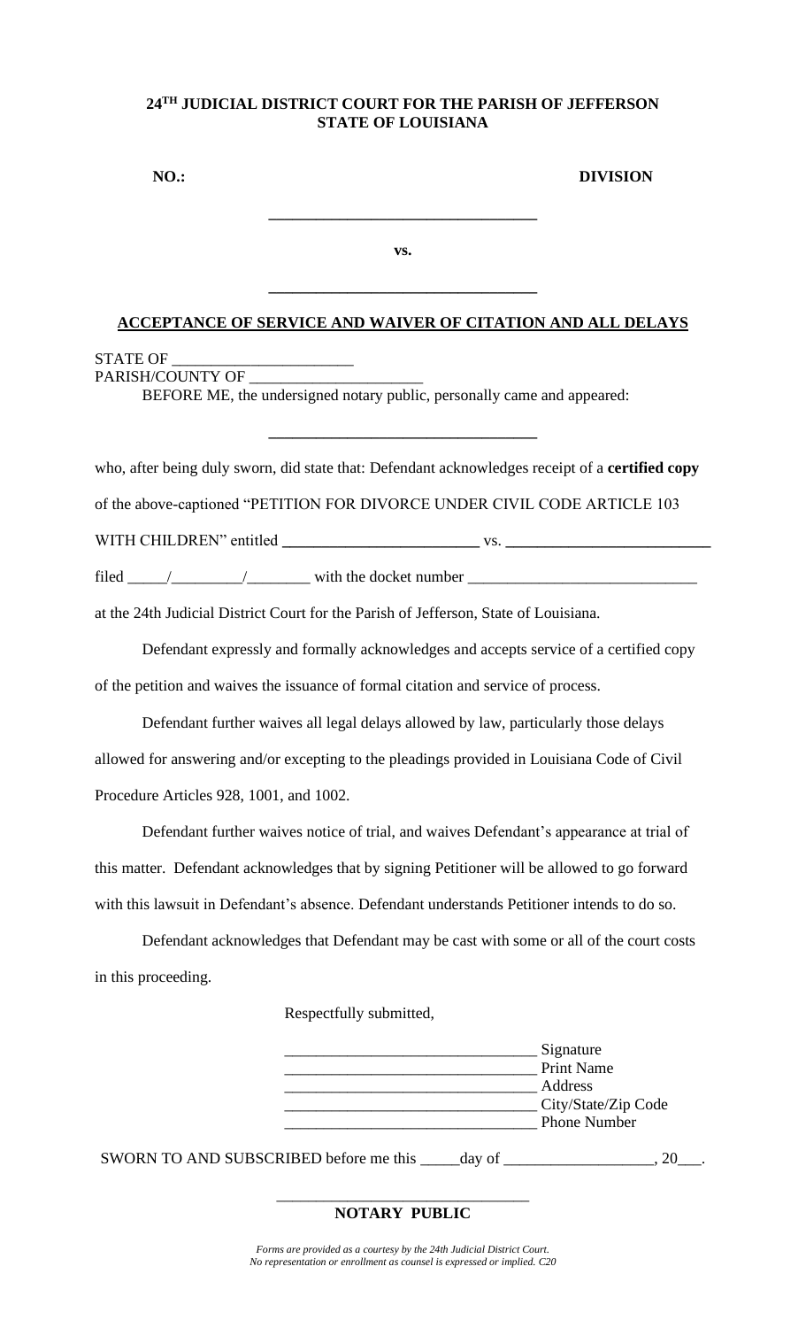**24[TH] JUDICIAL DISTRICT COURT FOR THE PARISH OF JEFFERSON**
**STATE OF LOUISIANA**

**NO.:** **DIVISION**

**\_\_\_\_\_\_\_\_\_\_\_\_\_\_\_\_\_\_\_\_\_\_\_\_\_\_\_\_\_\_\_\_\_\_**

**vs.**

**\_\_\_\_\_\_\_\_\_\_\_\_\_\_\_\_\_\_\_\_\_\_\_\_\_\_\_\_\_\_\_\_\_\_**

**ACCEPTANCE OF SERVICE AND WAIVER OF CITATION AND ALL DELAYS**

STATE OF \_\_\_\_\_\_\_\_\_\_\_\_\_\_\_\_\_\_\_\_\_\_\_
PARISH/COUNTY OF \_\_\_\_\_\_\_\_\_\_\_\_\_\_\_\_\_\_\_\_\_\_

BEFORE ME, the undersigned notary public, personally came and appeared:

**\_\_\_\_\_\_\_\_\_\_\_\_\_\_\_\_\_\_\_\_\_\_\_\_\_\_\_\_\_\_\_\_\_\_**

who, after being duly sworn, did state that: Defendant acknowledges receipt of a **certified copy** of the above-captioned "PETITION FOR DIVORCE UNDER CIVIL CODE ARTICLE 103 WITH CHILDREN" entitled \_\_\_\_\_\_\_\_\_\_\_\_\_\_\_\_\_\_\_\_\_\_\_\_\_\_ vs. \_\_\_\_\_\_\_\_\_\_\_\_\_\_\_\_\_\_\_\_\_\_\_\_\_\_\_ filed \_\_\_\_\_/\_\_\_\_\_\_\_\_\_/\_\_\_\_\_\_\_\_ with the docket number \_\_\_\_\_\_\_\_\_\_\_\_\_\_\_\_\_\_\_\_\_\_\_\_\_\_\_\_\_ at the 24th Judicial District Court for the Parish of Jefferson, State of Louisiana.

Defendant expressly and formally acknowledges and accepts service of a certified copy of the petition and waives the issuance of formal citation and service of process.

Defendant further waives all legal delays allowed by law, particularly those delays allowed for answering and/or excepting to the pleadings provided in Louisiana Code of Civil Procedure Articles 928, 1001, and 1002.

Defendant further waives notice of trial, and waives Defendant's appearance at trial of this matter. Defendant acknowledges that by signing Petitioner will be allowed to go forward with this lawsuit in Defendant's absence. Defendant understands Petitioner intends to do so.

Defendant acknowledges that Defendant may be cast with some or all of the court costs in this proceeding.

Respectfully submitted,

\_\_\_\_\_\_\_\_\_\_\_\_\_\_\_\_\_\_\_\_\_\_\_\_\_\_\_\_\_\_\_ Signature
\_\_\_\_\_\_\_\_\_\_\_\_\_\_\_\_\_\_\_\_\_\_\_\_\_\_\_\_\_\_\_ Print Name
\_\_\_\_\_\_\_\_\_\_\_\_\_\_\_\_\_\_\_\_\_\_\_\_\_\_\_\_\_\_\_ Address
\_\_\_\_\_\_\_\_\_\_\_\_\_\_\_\_\_\_\_\_\_\_\_\_\_\_\_\_\_\_\_ City/State/Zip Code
\_\_\_\_\_\_\_\_\_\_\_\_\_\_\_\_\_\_\_\_\_\_\_\_\_\_\_\_\_\_\_ Phone Number

SWORN TO AND SUBSCRIBED before me this \_\_\_\_\_day of \_\_\_\_\_\_\_\_\_\_\_\_\_\_\_\_\_\_\_, 20\_\_\_.

\_\_\_\_\_\_\_\_\_\_\_\_\_\_\_\_\_\_\_\_\_\_\_\_\_\_\_\_\_\_\_\_
**NOTARY PUBLIC**

*Forms are provided as a courtesy by the 24th Judicial District Court.*
*No representation or enrollment as counsel is expressed or implied. C20*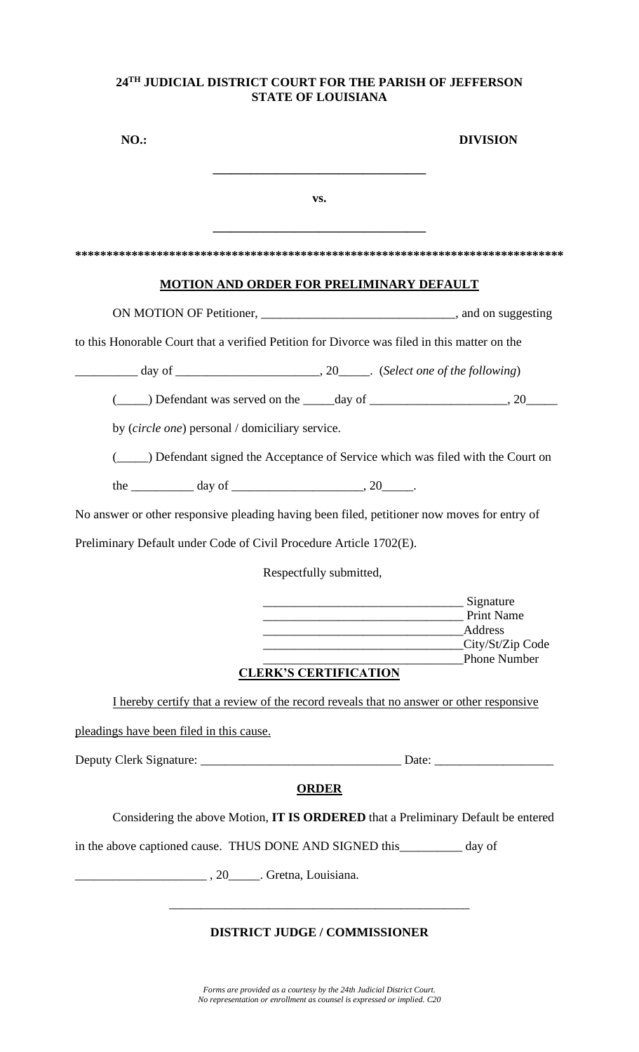**24[TH] JUDICIAL DISTRICT COURT FOR THE PARISH OF JEFFERSON**
**STATE OF LOUISIANA**

**NO.:** **DIVISION**

\_\_\_\_\_\_\_\_\_\_\_\_\_\_\_\_\_\_\_\_\_\_\_\_\_\_\_\_\_\_\_\_\_\_

**vs.**

\_\_\_\_\_\_\_\_\_\_\_\_\_\_\_\_\_\_\_\_\_\_\_\_\_\_\_\_\_\_\_\_\_\_

**\*\*\*\*\*\*\*\*\*\*\*\*\*\*\*\*\*\*\*\*\*\*\*\*\*\*\*\*\*\*\*\*\*\*\*\*\*\*\*\*\*\*\*\*\*\*\*\*\*\*\*\*\*\*\*\*\*\*\*\*\*\*\*\*\*\*\*\*\*\*\*\*\*\*\*\*\*\*\***

## MOTION AND ORDER FOR PRELIMINARY DEFAULT

ON MOTION OF Petitioner, \_\_\_\_\_\_\_\_\_\_\_\_\_\_\_\_\_\_\_\_\_\_\_\_\_\_\_\_\_\_\_, and on suggesting to this Honorable Court that a verified Petition for Divorce was filed in this matter on the \_\_\_\_\_\_\_\_\_\_ day of \_\_\_\_\_\_\_\_\_\_\_\_\_\_\_\_\_\_\_\_\_\_\_, 20\_\_\_\_\_. (*Select one of the following*)

(\_\_\_\_\_) Defendant was served on the \_\_\_\_\_day of \_\_\_\_\_\_\_\_\_\_\_\_\_\_\_\_\_\_\_\_\_\_, 20\_\_\_\_\_ by (*circle one*) personal / domiciliary service.

(\_\_\_\_\_) Defendant signed the Acceptance of Service which was filed with the Court on the \_\_\_\_\_\_\_\_\_\_ day of \_\_\_\_\_\_\_\_\_\_\_\_\_\_\_\_\_\_\_\_\_, 20\_\_\_\_\_.

No answer or other responsive pleading having been filed, petitioner now moves for entry of Preliminary Default under Code of Civil Procedure Article 1702(E).

Respectfully submitted,

\_\_\_\_\_\_\_\_\_\_\_\_\_\_\_\_\_\_\_\_\_\_\_\_\_\_\_\_\_\_\_ Signature
\_\_\_\_\_\_\_\_\_\_\_\_\_\_\_\_\_\_\_\_\_\_\_\_\_\_\_\_\_\_\_ Print Name
\_\_\_\_\_\_\_\_\_\_\_\_\_\_\_\_\_\_\_\_\_\_\_\_\_\_\_\_\_\_\_Address
\_\_\_\_\_\_\_\_\_\_\_\_\_\_\_\_\_\_\_\_\_\_\_\_\_\_\_\_\_\_\_City/St/Zip Code
\_\_\_\_\_\_\_\_\_\_\_\_\_\_\_\_\_\_\_\_\_\_\_\_\_\_\_\_\_\_\_Phone Number

## CLERK'S CERTIFICATION

I hereby certify that a review of the record reveals that no answer or other responsive pleadings have been filed in this cause.

Deputy Clerk Signature: \_\_\_\_\_\_\_\_\_\_\_\_\_\_\_\_\_\_\_\_\_\_\_\_\_\_\_\_\_\_\_ Date: \_\_\_\_\_\_\_\_\_\_\_\_\_\_\_\_\_\_\_

## ORDER

Considering the above Motion, **IT IS ORDERED** that a Preliminary Default be entered in the above captioned cause. THUS DONE AND SIGNED this\_\_\_\_\_\_\_\_\_\_ day of \_\_\_\_\_\_\_\_\_\_\_\_\_\_\_\_\_\_\_\_\_ , 20\_\_\_\_\_. Gretna, Louisiana.

\_\_\_\_\_\_\_\_\_\_\_\_\_\_\_\_\_\_\_\_\_\_\_\_\_\_\_\_\_\_\_\_\_\_\_\_\_\_\_\_\_\_\_\_\_\_\_\_\_

**DISTRICT JUDGE / COMMISSIONER**

*Forms are provided as a courtesy by the 24th Judicial District Court.*
*No representation or enrollment as counsel is expressed or implied. C20*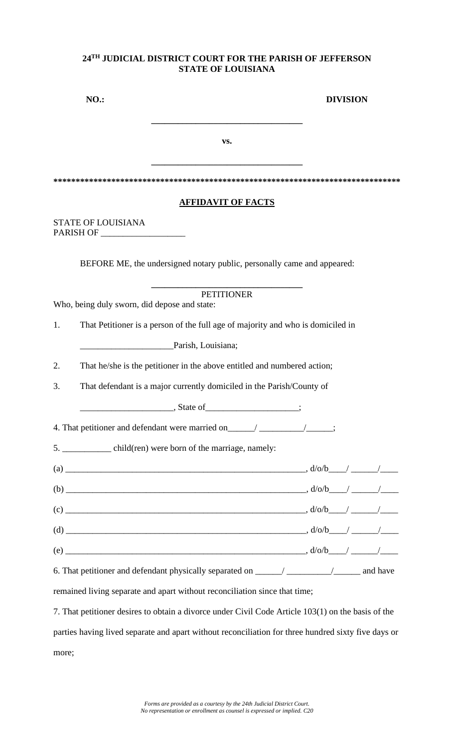**24TH JUDICIAL DISTRICT COURT FOR THE PARISH OF JEFFERSON**
**STATE OF LOUISIANA**

**NO.:** **DIVISION**

______________________________

**vs.**

______________________________

******************************************************************************

**AFFIDAVIT OF FACTS**

STATE OF LOUISIANA
PARISH OF __________________

BEFORE ME, the undersigned notary public, personally came and appeared:

______________________________
PETITIONER

Who, being duly sworn, did depose and state:

1. That Petitioner is a person of the full age of majority and who is domiciled in

   ____________________Parish, Louisiana;

2. That he/she is the petitioner in the above entitled and numbered action;

3. That defendant is a major currently domiciled in the Parish/County of

   ____________________, State of____________________;

4. That petitioner and defendant were married on______/ __________/______;

5. ___________ child(ren) were born of the marriage, namely:

(a) ______________________________________________________, d/o/b____/ ______/____

(b) ______________________________________________________, d/o/b____/ ______/____

(c) ______________________________________________________, d/o/b____/ ______/____

(d) ______________________________________________________, d/o/b____/ ______/____

(e) ______________________________________________________, d/o/b____/ ______/____

6. That petitioner and defendant physically separated on ______/ __________/______ and have remained living separate and apart without reconciliation since that time;

7. That petitioner desires to obtain a divorce under Civil Code Article 103(1) on the basis of the parties having lived separate and apart without reconciliation for three hundred sixty five days or more;

*Forms are provided as a courtesy by the 24th Judicial District Court.*
*No representation or enrollment as counsel is expressed or implied. C20*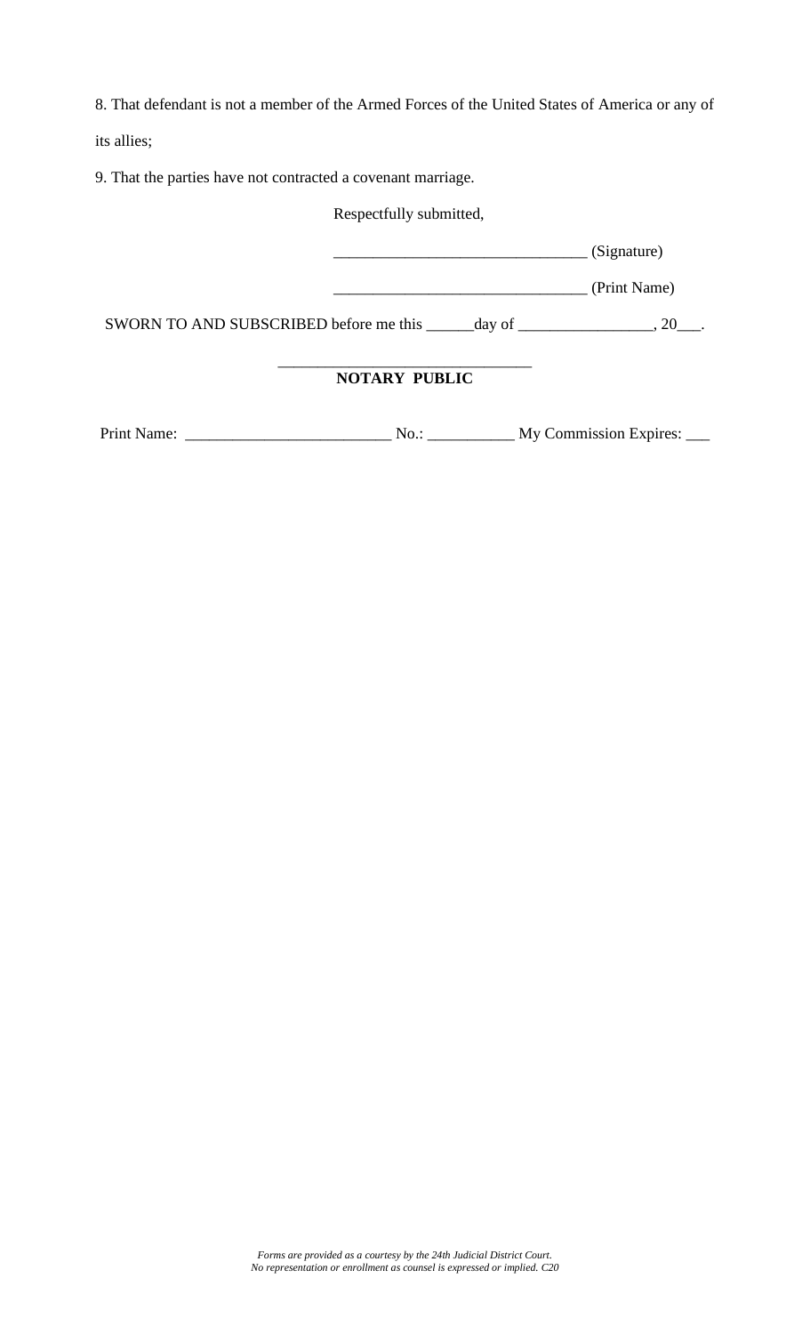8. That defendant is not a member of the Armed Forces of the United States of America or any of its allies;

9. That the parties have not contracted a covenant marriage.

Respectfully submitted,

_______________________________ (Signature)

_______________________________ (Print Name)

SWORN TO AND SUBSCRIBED before me this ______day of _________________, 20___.

_______________________________

**NOTARY PUBLIC**

Print Name: _________________________ No.: ___________ My Commission Expires: ___

*Forms are provided as a courtesy by the 24th Judicial District Court.*
*No representation or enrollment as counsel is expressed or implied. C20*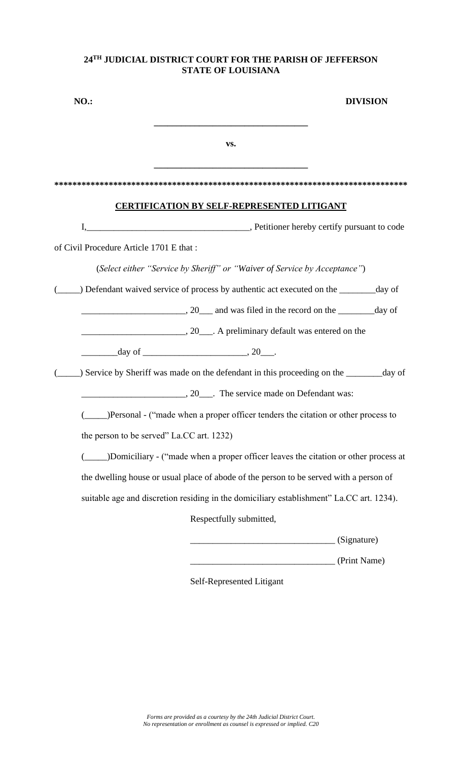**24[TH] JUDICIAL DISTRICT COURT FOR THE PARISH OF JEFFERSON**
**STATE OF LOUISIANA**

**NO.:** **DIVISION**

**\_\_\_\_\_\_\_\_\_\_\_\_\_\_\_\_\_\_\_\_\_\_\_\_\_\_\_\_\_\_\_\_\_\_**

**vs.**

**\_\_\_\_\_\_\_\_\_\_\_\_\_\_\_\_\_\_\_\_\_\_\_\_\_\_\_\_\_\_\_\_\_\_**

**\*\*\*\*\*\*\*\*\*\*\*\*\*\*\*\*\*\*\*\*\*\*\*\*\*\*\*\*\*\*\*\*\*\*\*\*\*\*\*\*\*\*\*\*\*\*\*\*\*\*\*\*\*\*\*\*\*\*\*\*\*\*\*\*\*\*\*\*\*\*\*\*\*\*\*\***

**CERTIFICATION BY SELF-REPRESENTED LITIGANT**

I,\_\_\_\_\_\_\_\_\_\_\_\_\_\_\_\_\_\_\_\_\_\_\_\_\_\_\_\_\_\_\_\_\_\_\_, Petitioner hereby certify pursuant to code of Civil Procedure Article 1701 E that :

(*Select either "Service by Sheriff" or "Waiver of Service by Acceptance"*)

(\_\_\_\_\_) Defendant waived service of process by authentic act executed on the \_\_\_\_\_\_\_\_day of \_\_\_\_\_\_\_\_\_\_\_\_\_\_\_\_\_\_\_\_\_\_\_, 20\_\_\_ and was filed in the record on the \_\_\_\_\_\_\_\_day of \_\_\_\_\_\_\_\_\_\_\_\_\_\_\_\_\_\_\_\_\_\_\_, 20\_\_\_. A preliminary default was entered on the \_\_\_\_\_\_\_\_day of \_\_\_\_\_\_\_\_\_\_\_\_\_\_\_\_\_\_\_\_\_\_\_, 20\_\_\_.

(\_\_\_\_\_) Service by Sheriff was made on the defendant in this proceeding on the \_\_\_\_\_\_\_\_day of \_\_\_\_\_\_\_\_\_\_\_\_\_\_\_\_\_\_\_\_\_\_\_, 20\_\_\_. The service made on Defendant was:

(\_\_\_\_\_)Personal - ("made when a proper officer tenders the citation or other process to the person to be served" La.CC art. 1232)

(\_\_\_\_\_)Domiciliary - ("made when a proper officer leaves the citation or other process at the dwelling house or usual place of abode of the person to be served with a person of suitable age and discretion residing in the domiciliary establishment" La.CC art. 1234).

Respectfully submitted,

\_\_\_\_\_\_\_\_\_\_\_\_\_\_\_\_\_\_\_\_\_\_\_\_\_\_\_\_\_\_\_ (Signature)

\_\_\_\_\_\_\_\_\_\_\_\_\_\_\_\_\_\_\_\_\_\_\_\_\_\_\_\_\_\_\_ (Print Name)

Self-Represented Litigant

*Forms are provided as a courtesy by the 24th Judicial District Court.*
*No representation or enrollment as counsel is expressed or implied. C20*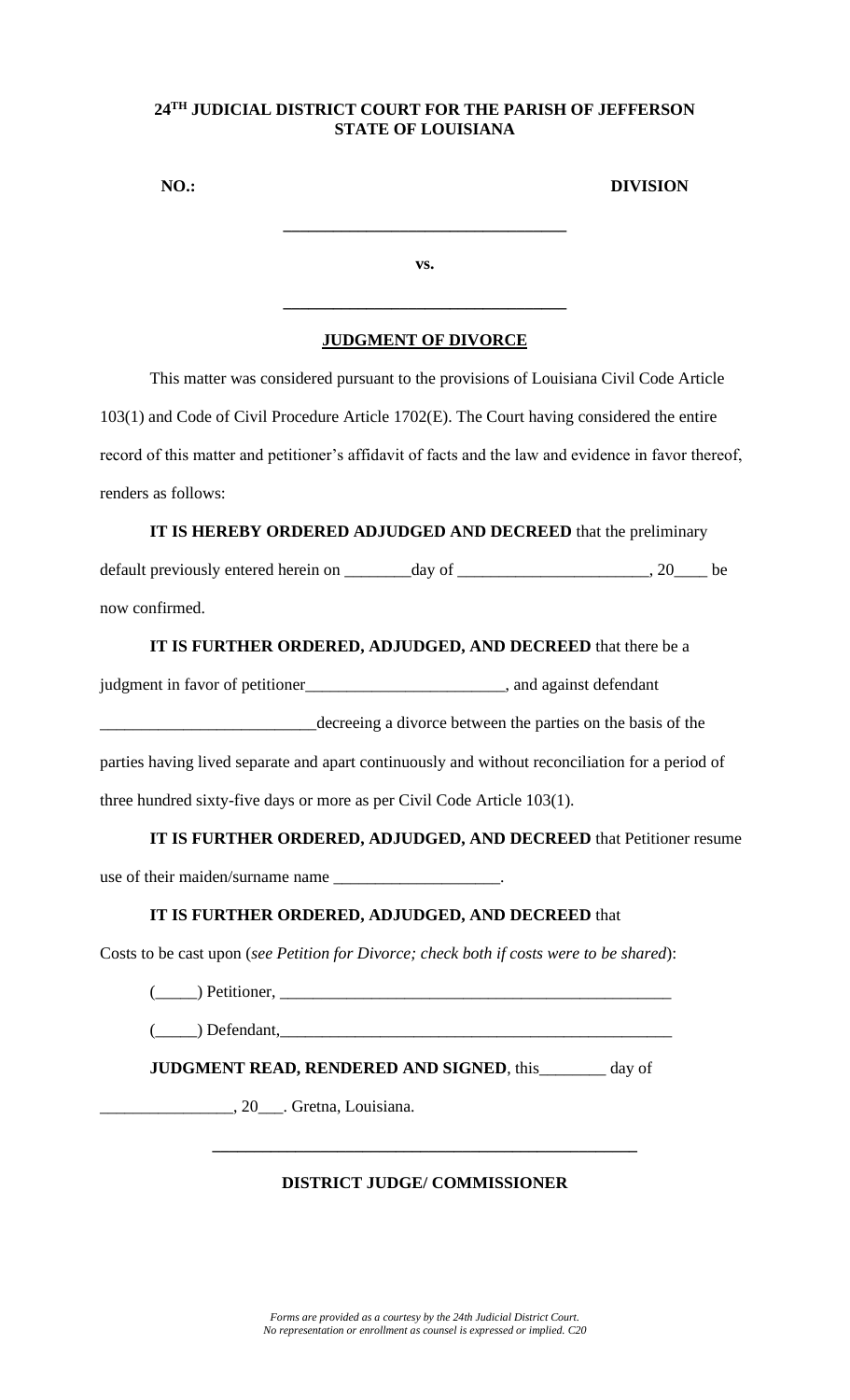**24TH JUDICIAL DISTRICT COURT FOR THE PARISH OF JEFFERSON**
**STATE OF LOUISIANA**

**NO.:** **DIVISION**

**\_\_\_\_\_\_\_\_\_\_\_\_\_\_\_\_\_\_\_\_\_\_\_\_\_\_\_\_\_\_\_\_\_\_**

**vs.**

**\_\_\_\_\_\_\_\_\_\_\_\_\_\_\_\_\_\_\_\_\_\_\_\_\_\_\_\_\_\_\_\_\_\_**

**JUDGMENT OF DIVORCE**

This matter was considered pursuant to the provisions of Louisiana Civil Code Article 103(1) and Code of Civil Procedure Article 1702(E). The Court having considered the entire record of this matter and petitioner's affidavit of facts and the law and evidence in favor thereof, renders as follows:

**IT IS HEREBY ORDERED ADJUDGED AND DECREED** that the preliminary default previously entered herein on \_\_\_\_\_\_\_\_day of \_\_\_\_\_\_\_\_\_\_\_\_\_\_\_\_\_\_\_\_\_\_\_, 20\_\_\_\_ be now confirmed.

**IT IS FURTHER ORDERED, ADJUDGED, AND DECREED** that there be a judgment in favor of petitioner\_\_\_\_\_\_\_\_\_\_\_\_\_\_\_\_\_\_\_\_\_\_\_\_, and against defendant \_\_\_\_\_\_\_\_\_\_\_\_\_\_\_\_\_\_\_\_\_\_\_\_\_\_decreeing a divorce between the parties on the basis of the parties having lived separate and apart continuously and without reconciliation for a period of three hundred sixty-five days or more as per Civil Code Article 103(1).

**IT IS FURTHER ORDERED, ADJUDGED, AND DECREED** that Petitioner resume use of their maiden/surname name \_\_\_\_\_\_\_\_\_\_\_\_\_\_\_\_\_\_\_\_.

**IT IS FURTHER ORDERED, ADJUDGED, AND DECREED** that

Costs to be cast upon (*see Petition for Divorce; check both if costs were to be shared*):

(\_\_\_\_\_) Petitioner, \_\_\_\_\_\_\_\_\_\_\_\_\_\_\_\_\_\_\_\_\_\_\_\_\_\_\_\_\_\_\_\_\_\_\_\_\_\_\_\_\_\_\_\_\_\_\_\_\_

(\_\_\_\_\_) Defendant,\_\_\_\_\_\_\_\_\_\_\_\_\_\_\_\_\_\_\_\_\_\_\_\_\_\_\_\_\_\_\_\_\_\_\_\_\_\_\_\_\_\_\_\_\_\_\_\_\_\_

**JUDGMENT READ, RENDERED AND SIGNED**, this\_\_\_\_\_\_\_\_ day of \_\_\_\_\_\_\_\_\_\_\_\_\_\_\_\_, 20\_\_\_. Gretna, Louisiana.

\_\_\_\_\_\_\_\_\_\_\_\_\_\_\_\_\_\_\_\_\_\_\_\_\_\_\_\_\_\_\_\_\_\_\_\_\_\_\_\_\_\_\_\_\_\_\_\_\_\_\_\_

**DISTRICT JUDGE/ COMMISSIONER**

*Forms are provided as a courtesy by the 24th Judicial District Court.*
*No representation or enrollment as counsel is expressed or implied. C20*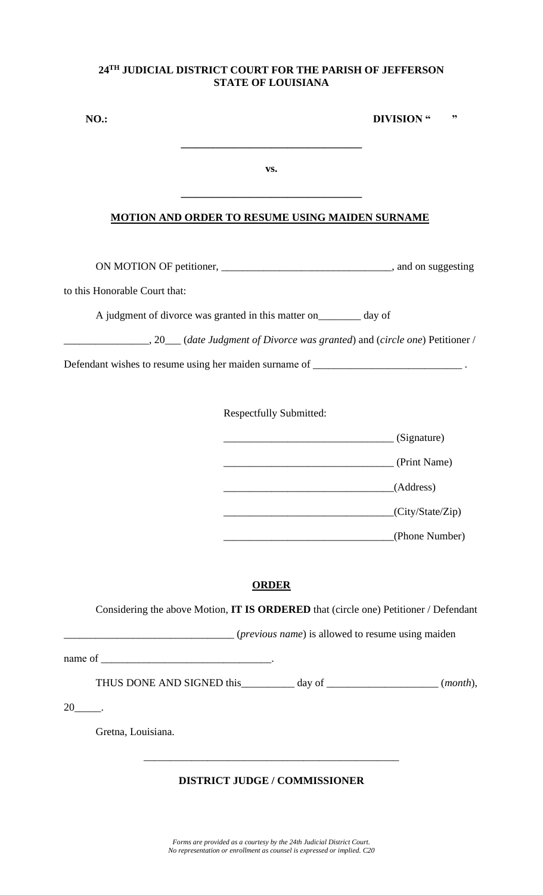**24[TH] JUDICIAL DISTRICT COURT FOR THE PARISH OF JEFFERSON**
**STATE OF LOUISIANA**

**NO.:** **DIVISION " "**

**_________________________________**

**vs.**

**_________________________________**

**MOTION AND ORDER TO RESUME USING MAIDEN SURNAME**

ON MOTION OF petitioner, _______________________________, and on suggesting to this Honorable Court that:

A judgment of divorce was granted in this matter on________ day of ________________, 20___ (*date Judgment of Divorce was granted*) and (*circle one*) Petitioner / Defendant wishes to resume using her maiden surname of ___________________________ .

Respectfully Submitted:

_______________________________ (Signature)

_______________________________ (Print Name)

_______________________________(Address)

_______________________________(City/State/Zip)

_______________________________(Phone Number)

**ORDER**

Considering the above Motion, **IT IS ORDERED** that (circle one) Petitioner / Defendant _______________________________ (*previous name*) is allowed to resume using maiden name of _______________________________.

THUS DONE AND SIGNED this__________ day of ____________________ (*month*), 20_____.

Gretna, Louisiana.

_______________________________________________

**DISTRICT JUDGE / COMMISSIONER**

*Forms are provided as a courtesy by the 24th Judicial District Court.*
*No representation or enrollment as counsel is expressed or implied. C20*